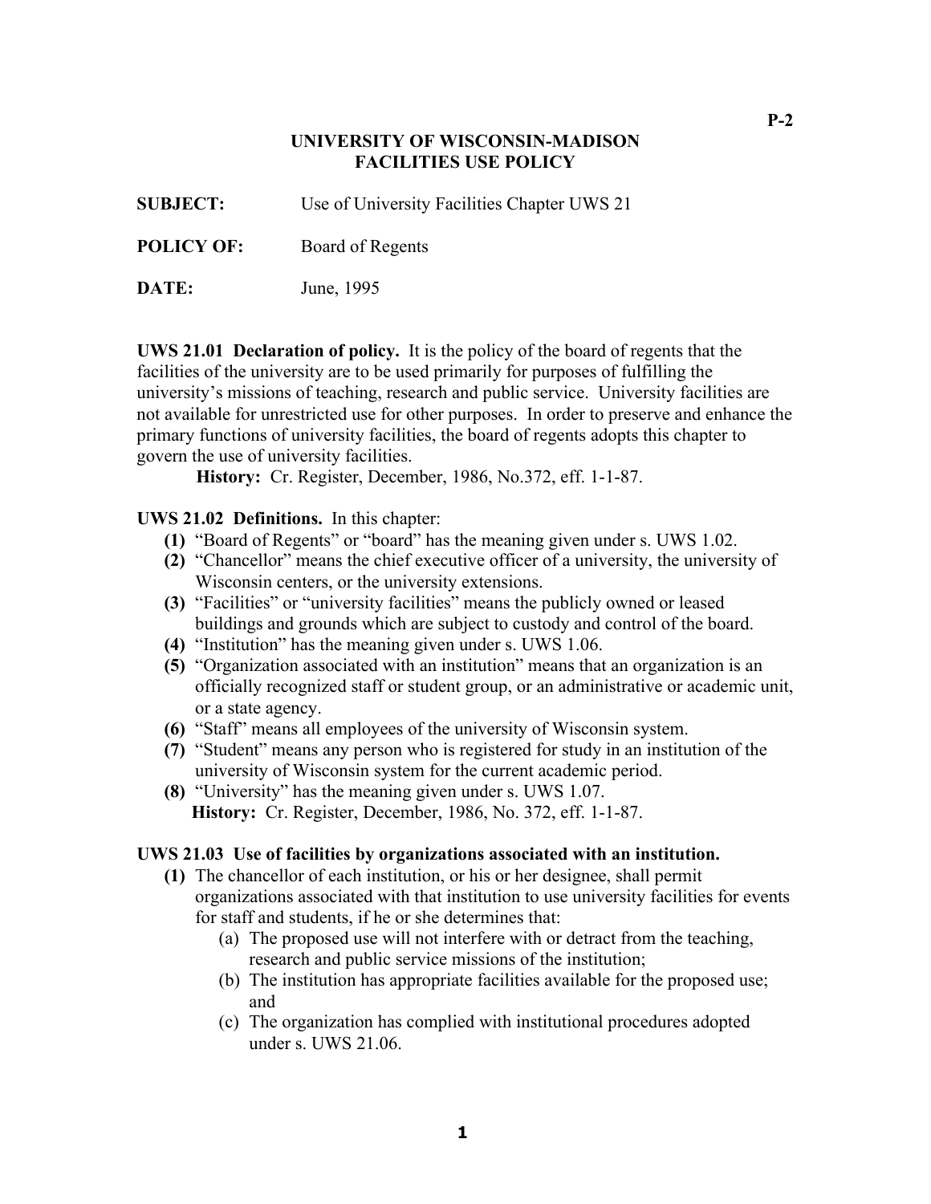# UNIVERSITY OF WISCONSIN-MADISON
# FACILITIES USE POLICY

**SUBJECT:** Use of University Facilities Chapter UWS 21

**POLICY OF:** Board of Regents

**DATE:** June, 1995

**UWS 21.01 Declaration of policy.** It is the policy of the board of regents that the facilities of the university are to be used primarily for purposes of fulfilling the university's missions of teaching, research and public service. University facilities are not available for unrestricted use for other purposes. In order to preserve and enhance the primary functions of university facilities, the board of regents adopts this chapter to govern the use of university facilities.

**History:** Cr. Register, December, 1986, No.372, eff. 1-1-87.

**UWS 21.02 Definitions.** In this chapter:

- **(1)** "Board of Regents" or "board" has the meaning given under s. UWS 1.02.
- **(2)** "Chancellor" means the chief executive officer of a university, the university of Wisconsin centers, or the university extensions.
- **(3)** "Facilities" or "university facilities" means the publicly owned or leased buildings and grounds which are subject to custody and control of the board.
- **(4)** "Institution" has the meaning given under s. UWS 1.06.
- **(5)** "Organization associated with an institution" means that an organization is an officially recognized staff or student group, or an administrative or academic unit, or a state agency.
- **(6)** "Staff" means all employees of the university of Wisconsin system.
- **(7)** "Student" means any person who is registered for study in an institution of the university of Wisconsin system for the current academic period.
- **(8)** "University" has the meaning given under s. UWS 1.07.

**History:** Cr. Register, December, 1986, No. 372, eff. 1-1-87.

**UWS 21.03 Use of facilities by organizations associated with an institution.**

- **(1)** The chancellor of each institution, or his or her designee, shall permit organizations associated with that institution to use university facilities for events for staff and students, if he or she determines that:
  - (a) The proposed use will not interfere with or detract from the teaching, research and public service missions of the institution;
  - (b) The institution has appropriate facilities available for the proposed use; and
  - (c) The organization has complied with institutional procedures adopted under s. UWS 21.06.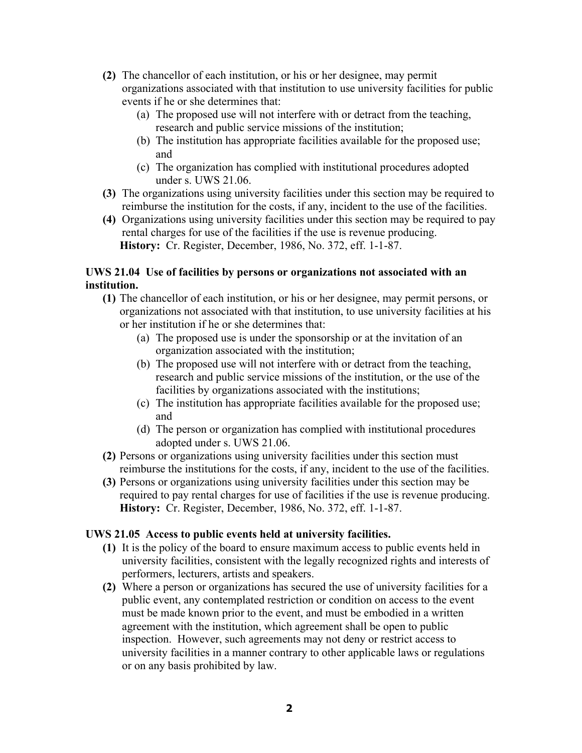**(2)** The chancellor of each institution, or his or her designee, may permit organizations associated with that institution to use university facilities for public events if he or she determines that:

- (a) The proposed use will not interfere with or detract from the teaching, research and public service missions of the institution;
- (b) The institution has appropriate facilities available for the proposed use; and
- (c) The organization has complied with institutional procedures adopted under s. UWS 21.06.

**(3)** The organizations using university facilities under this section may be required to reimburse the institution for the costs, if any, incident to the use of the facilities.

**(4)** Organizations using university facilities under this section may be required to pay rental charges for use of the facilities if the use is revenue producing.

**History:** Cr. Register, December, 1986, No. 372, eff. 1-1-87.

### UWS 21.04 Use of facilities by persons or organizations not associated with an institution.

**(1)** The chancellor of each institution, or his or her designee, may permit persons, or organizations not associated with that institution, to use university facilities at his or her institution if he or she determines that:

- (a) The proposed use is under the sponsorship or at the invitation of an organization associated with the institution;
- (b) The proposed use will not interfere with or detract from the teaching, research and public service missions of the institution, or the use of the facilities by organizations associated with the institutions;
- (c) The institution has appropriate facilities available for the proposed use; and
- (d) The person or organization has complied with institutional procedures adopted under s. UWS 21.06.

**(2)** Persons or organizations using university facilities under this section must reimburse the institutions for the costs, if any, incident to the use of the facilities.

**(3)** Persons or organizations using university facilities under this section may be required to pay rental charges for use of facilities if the use is revenue producing.

**History:** Cr. Register, December, 1986, No. 372, eff. 1-1-87.

### UWS 21.05 Access to public events held at university facilities.

**(1)** It is the policy of the board to ensure maximum access to public events held in university facilities, consistent with the legally recognized rights and interests of performers, lecturers, artists and speakers.

**(2)** Where a person or organizations has secured the use of university facilities for a public event, any contemplated restriction or condition on access to the event must be made known prior to the event, and must be embodied in a written agreement with the institution, which agreement shall be open to public inspection. However, such agreements may not deny or restrict access to university facilities in a manner contrary to other applicable laws or regulations or on any basis prohibited by law.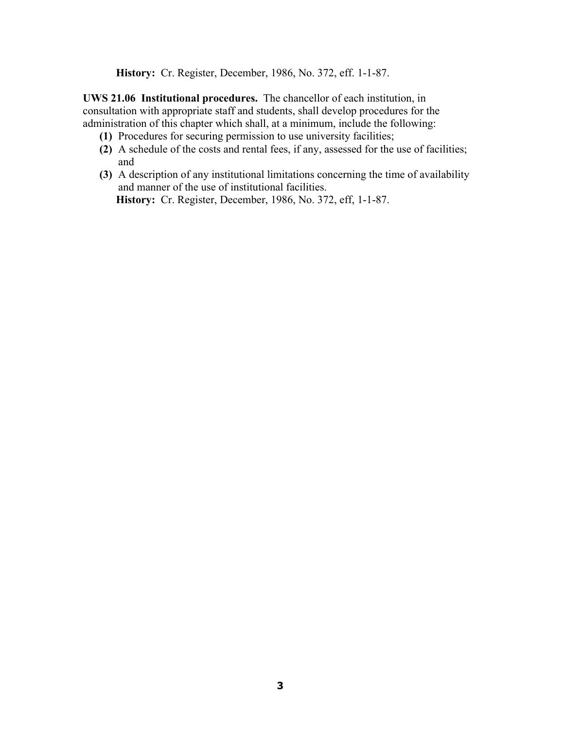**History:** Cr. Register, December, 1986, No. 372, eff. 1-1-87.

**UWS 21.06 Institutional procedures.** The chancellor of each institution, in consultation with appropriate staff and students, shall develop procedures for the administration of this chapter which shall, at a minimum, include the following:

**(1)** Procedures for securing permission to use university facilities;

**(2)** A schedule of the costs and rental fees, if any, assessed for the use of facilities; and

**(3)** A description of any institutional limitations concerning the time of availability and manner of the use of institutional facilities.

**History:** Cr. Register, December, 1986, No. 372, eff, 1-1-87.